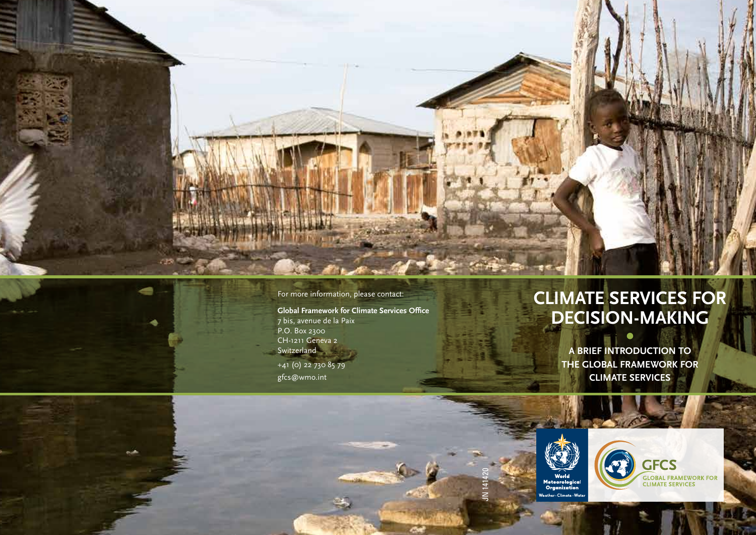# CLIMATE SERVICES FOR DECISION-MAKING

## A BRIEF INTRODUCTION TO THE GLOBAL FRAMEWORK FOR CLIMATE SERVICES

For more information, please contact:

**Global Framework for Climate Services Office**
7 bis, avenue de la Paix
P.O. Box 2300
CH-1211 Geneva 2
Switzerland

+41 (0) 22 730 85 79
gfcs@wmo.int

JN 141420

World Meteorological Organization
Weather • Climate • Water

GFCS
GLOBAL FRAMEWORK FOR CLIMATE SERVICES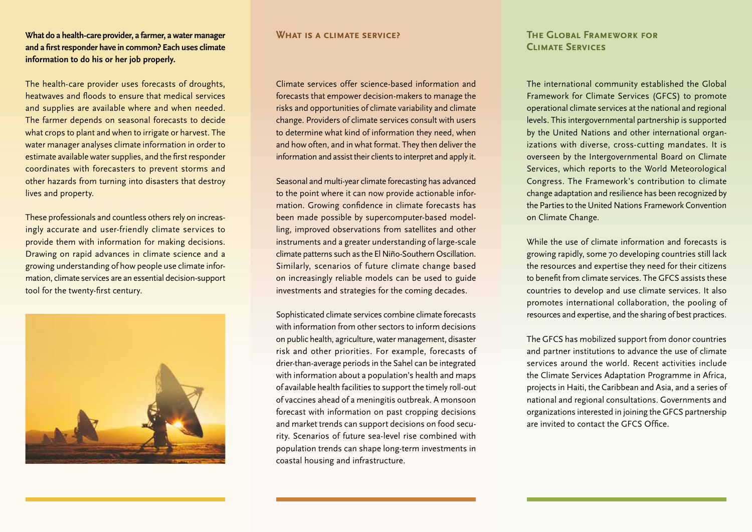**What do a health-care provider, a farmer, a water manager and a first responder have in common? Each uses climate information to do his or her job properly.**

The health-care provider uses forecasts of droughts, heatwaves and floods to ensure that medical services and supplies are available where and when needed. The farmer depends on seasonal forecasts to decide what crops to plant and when to irrigate or harvest. The water manager analyses climate information in order to estimate available water supplies, and the first responder coordinates with forecasters to prevent storms and other hazards from turning into disasters that destroy lives and property.

These professionals and countless others rely on increasingly accurate and user-friendly climate services to provide them with information for making decisions. Drawing on rapid advances in climate science and a growing understanding of how people use climate information, climate services are an essential decision-support tool for the twenty-first century.

## What is a climate service?

Climate services offer science-based information and forecasts that empower decision-makers to manage the risks and opportunities of climate variability and climate change. Providers of climate services consult with users to determine what kind of information they need, when and how often, and in what format. They then deliver the information and assist their clients to interpret and apply it.

Seasonal and multi-year climate forecasting has advanced to the point where it can now provide actionable information. Growing confidence in climate forecasts has been made possible by supercomputer-based modelling, improved observations from satellites and other instruments and a greater understanding of large-scale climate patterns such as the El Niño-Southern Oscillation. Similarly, scenarios of future climate change based on increasingly reliable models can be used to guide investments and strategies for the coming decades.

Sophisticated climate services combine climate forecasts with information from other sectors to inform decisions on public health, agriculture, water management, disaster risk and other priorities. For example, forecasts of drier-than-average periods in the Sahel can be integrated with information about a population's health and maps of available health facilities to support the timely roll-out of vaccines ahead of a meningitis outbreak. A monsoon forecast with information on past cropping decisions and market trends can support decisions on food security. Scenarios of future sea-level rise combined with population trends can shape long-term investments in coastal housing and infrastructure.

## The Global Framework for Climate Services

The international community established the Global Framework for Climate Services (GFCS) to promote operational climate services at the national and regional levels. This intergovernmental partnership is supported by the United Nations and other international organizations with diverse, cross-cutting mandates. It is overseen by the Intergovernmental Board on Climate Services, which reports to the World Meteorological Congress. The Framework's contribution to climate change adaptation and resilience has been recognized by the Parties to the United Nations Framework Convention on Climate Change.

While the use of climate information and forecasts is growing rapidly, some 70 developing countries still lack the resources and expertise they need for their citizens to benefit from climate services. The GFCS assists these countries to develop and use climate services. It also promotes international collaboration, the pooling of resources and expertise, and the sharing of best practices.

The GFCS has mobilized support from donor countries and partner institutions to advance the use of climate services around the world. Recent activities include the Climate Services Adaptation Programme in Africa, projects in Haiti, the Caribbean and Asia, and a series of national and regional consultations. Governments and organizations interested in joining the GFCS partnership are invited to contact the GFCS Office.